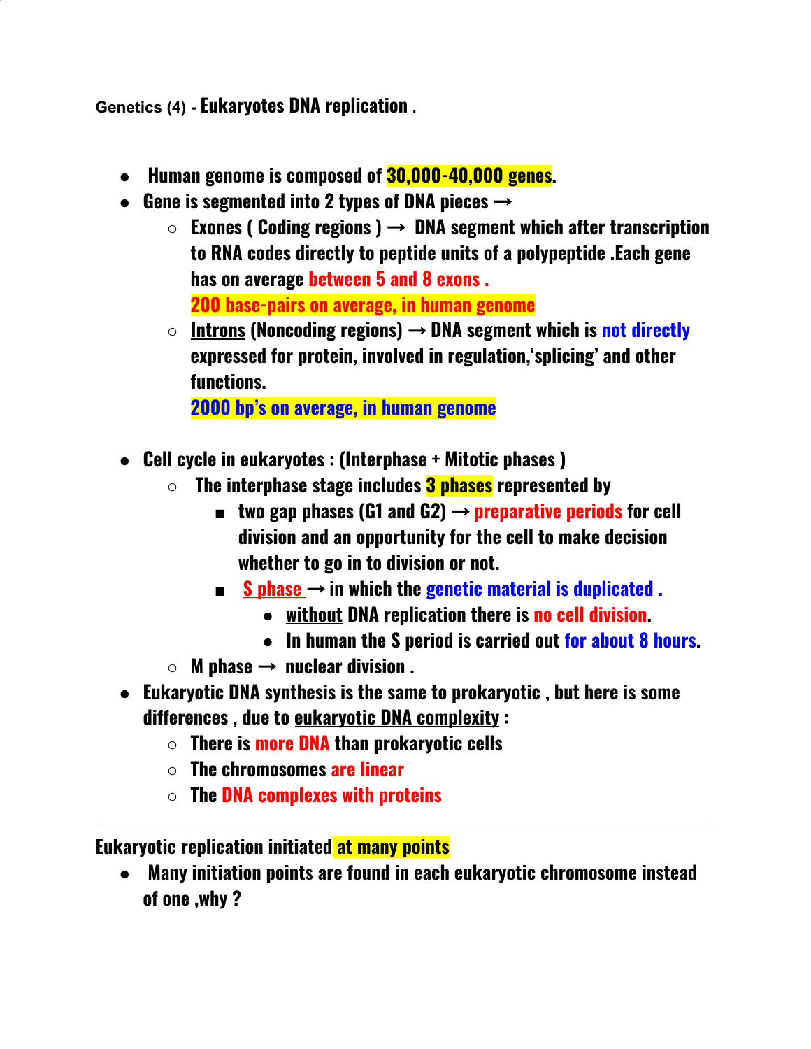# Genetics (4) - Eukaryotes DNA replication .

- **Human genome is composed of 30,000-40,000 genes.**
- **Gene is segmented into 2 types of DNA pieces →**
  - **Exones ( Coding regions ) → DNA segment which after transcription to RNA codes directly to peptide units of a polypeptide .Each gene has on average between 5 and 8 exons .**
    **200 base-pairs on average, in human genome**
  - **Introns (Noncoding regions) → DNA segment which is not directly expressed for protein, involved in regulation,'splicing' and other functions.**
    **2000 bp's on average, in human genome**

- **Cell cycle in eukaryotes : (Interphase + Mitotic phases )**
  - **The interphase stage includes 3 phases represented by**
    - **two gap phases (G1 and G2) → preparative periods for cell division and an opportunity for the cell to make decision whether to go in to division or not.**
    - **S phase → in which the genetic material is duplicated .**
      - **without DNA replication there is no cell division.**
      - **In human the S period is carried out for about 8 hours.**
  - **M phase → nuclear division .**
- **Eukaryotic DNA synthesis is the same to prokaryotic , but here is some differences , due to eukaryotic DNA complexity :**
  - **There is more DNA than prokaryotic cells**
  - **The chromosomes are linear**
  - **The DNA complexes with proteins**

---

## Eukaryotic replication initiated at many points

- **Many initiation points are found in each eukaryotic chromosome instead of one ,why ?**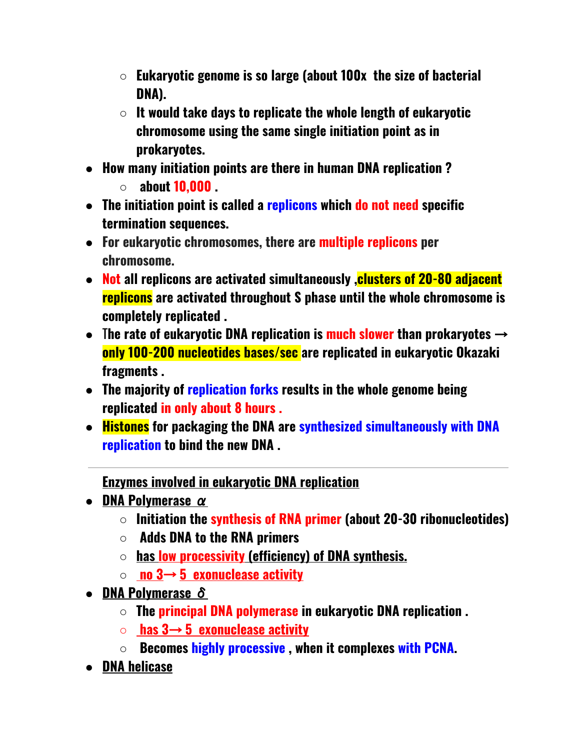- Eukaryotic genome is so large (about 100x the size of bacterial DNA).
    - It would take days to replicate the whole length of eukaryotic chromosome using the same single initiation point as in prokaryotes.
- How many initiation points are there in human DNA replication ?
    - about 10,000 .
- The initiation point is called a replicons which do not need specific termination sequences.
- For eukaryotic chromosomes, there are multiple replicons per chromosome.
- Not all replicons are activated simultaneously ,clusters of 20-80 adjacent replicons are activated throughout S phase until the whole chromosome is completely replicated .
- The rate of eukaryotic DNA replication is much slower than prokaryotes → only 100-200 nucleotides bases/sec are replicated in eukaryotic Okazaki fragments .
- The majority of replication forks results in the whole genome being replicated in only about 8 hours .
- Histones for packaging the DNA are synthesized simultaneously with DNA replication to bind the new DNA .

---

**Enzymes involved in eukaryotic DNA replication**

- **DNA Polymerase $\alpha$**
    - Initiation the synthesis of RNA primer (about 20-30 ribonucleotides)
    - Adds DNA to the RNA primers
    - has low processivity (efficiency) of DNA synthesis.
    - no 3→ 5 exonuclease activity
- **DNA Polymerase $\delta$**
    - The principal DNA polymerase in eukaryotic DNA replication .
    - has 3→ 5 exonuclease activity
    - Becomes highly processive , when it complexes with PCNA.
- **DNA helicase**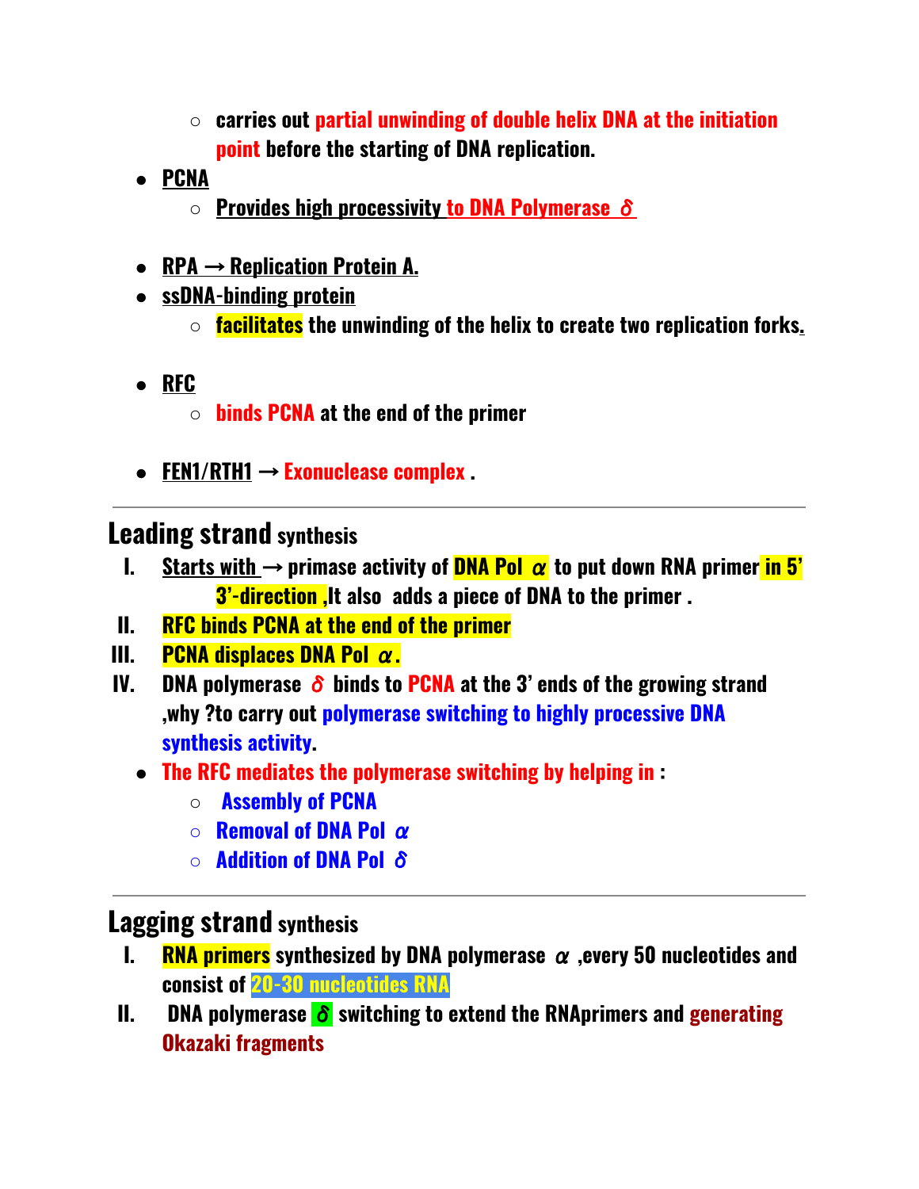- carries out partial unwinding of double helix DNA at the initiation point before the starting of DNA replication.
- **PCNA**
    - **Provides high processivity to DNA Polymerase $\delta$**

- **RPA → Replication Protein A.**
- **ssDNA-binding protein**
    - facilitates the unwinding of the helix to create two replication forks.

- **RFC**
    - binds PCNA at the end of the primer

- **FEN1/RTH1** → Exonuclease complex .

---

## Leading strand synthesis

I. Starts with → primase activity of DNA Pol $\alpha$ to put down RNA primer in 5' 3'-direction ,It also adds a piece of DNA to the primer .

II. RFC binds PCNA at the end of the primer

III. PCNA displaces DNA Pol $\alpha$.

IV. DNA polymerase $\delta$ binds to PCNA at the 3' ends of the growing strand ,why ?to carry out polymerase switching to highly processive DNA synthesis activity.

- The RFC mediates the polymerase switching by helping in :
    - Assembly of PCNA
    - Removal of DNA Pol $\alpha$
    - Addition of DNA Pol $\delta$

---

## Lagging strand synthesis

I. RNA primers synthesized by DNA polymerase $\alpha$ ,every 50 nucleotides and consist of 20-30 nucleotides RNA

II. DNA polymerase $\delta$ switching to extend the RNAprimers and generating Okazaki fragments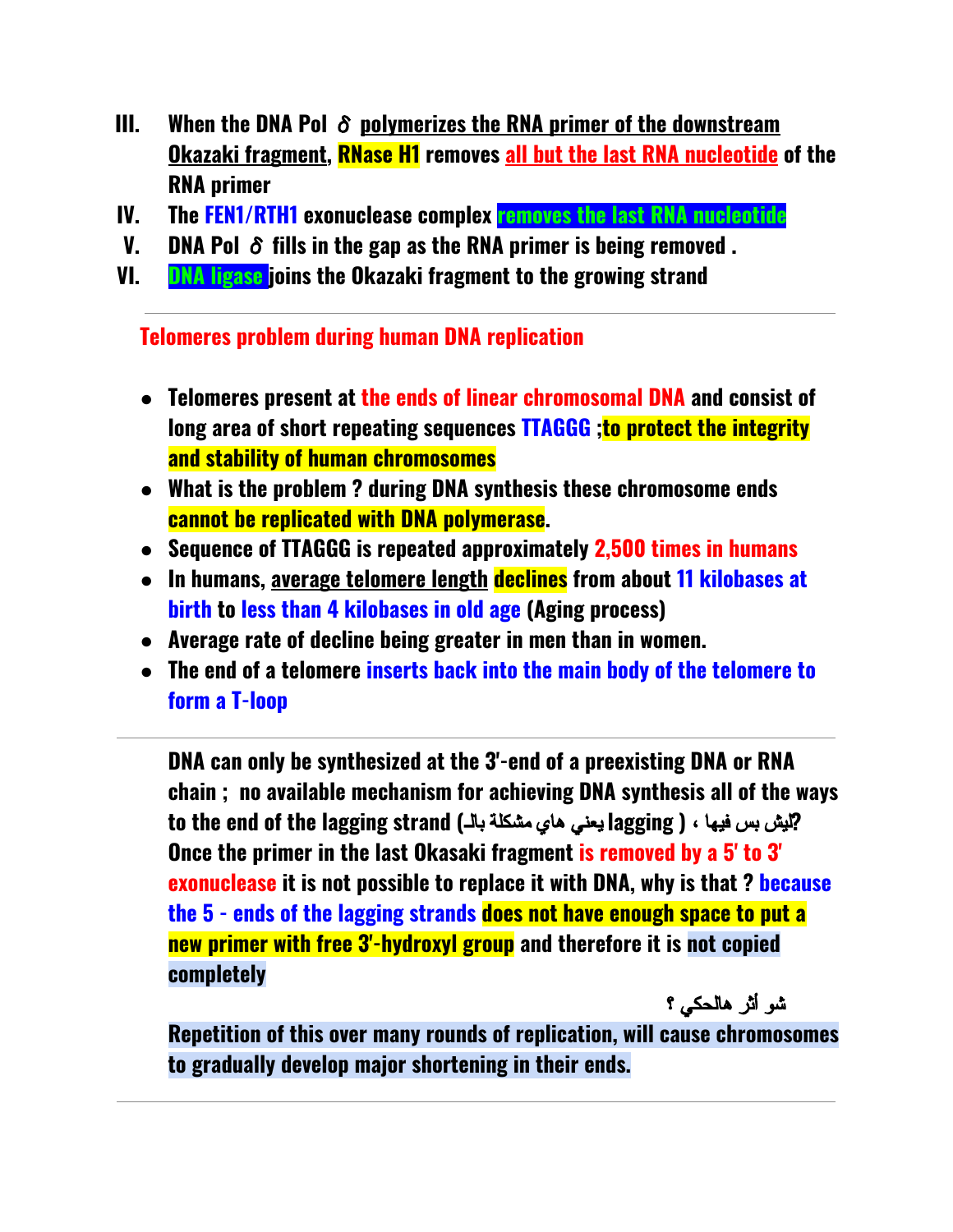III. **When the DNA Pol $\delta$ polymerizes the RNA primer of the downstream Okazaki fragment, RNase H1 removes all but the last RNA nucleotide of the RNA primer**

IV. **The FEN1/RTH1 exonuclease complex removes the last RNA nucleotide**

V. **DNA Pol $\delta$ fills in the gap as the RNA primer is being removed .**

VI. **DNA ligase joins the Okazaki fragment to the growing strand**

---

## Telomeres problem during human DNA replication

- **Telomeres present at the ends of linear chromosomal DNA and consist of long area of short repeating sequences TTAGGG ;to protect the integrity and stability of human chromosomes**
- **What is the problem ? during DNA synthesis these chromosome ends cannot be replicated with DNA polymerase.**
- **Sequence of TTAGGG is repeated approximately 2,500 times in humans**
- **In humans, average telomere length declines from about 11 kilobases at birth to less than 4 kilobases in old age (Aging process)**
- **Average rate of decline being greater in men than in women.**
- **The end of a telomere inserts back into the main body of the telomere to form a T-loop**

---

**DNA can only be synthesized at the 3′-end of a preexisting DNA or RNA chain ; no available mechanism for achieving DNA synthesis all of the ways to the end of the lagging strand (ليش بس فيها ، يعني هاي مشكلة بالـ lagging ?) Once the primer in the last Okasaki fragment is removed by a 5′ to 3′ exonuclease it is not possible to replace it with DNA, why is that ? because the 5 - ends of the lagging strands does not have enough space to put a new primer with free 3′-hydroxyl group and therefore it is not copied completely**

**شو أثر هالحكي ؟**

**Repetition of this over many rounds of replication, will cause chromosomes to gradually develop major shortening in their ends.**

---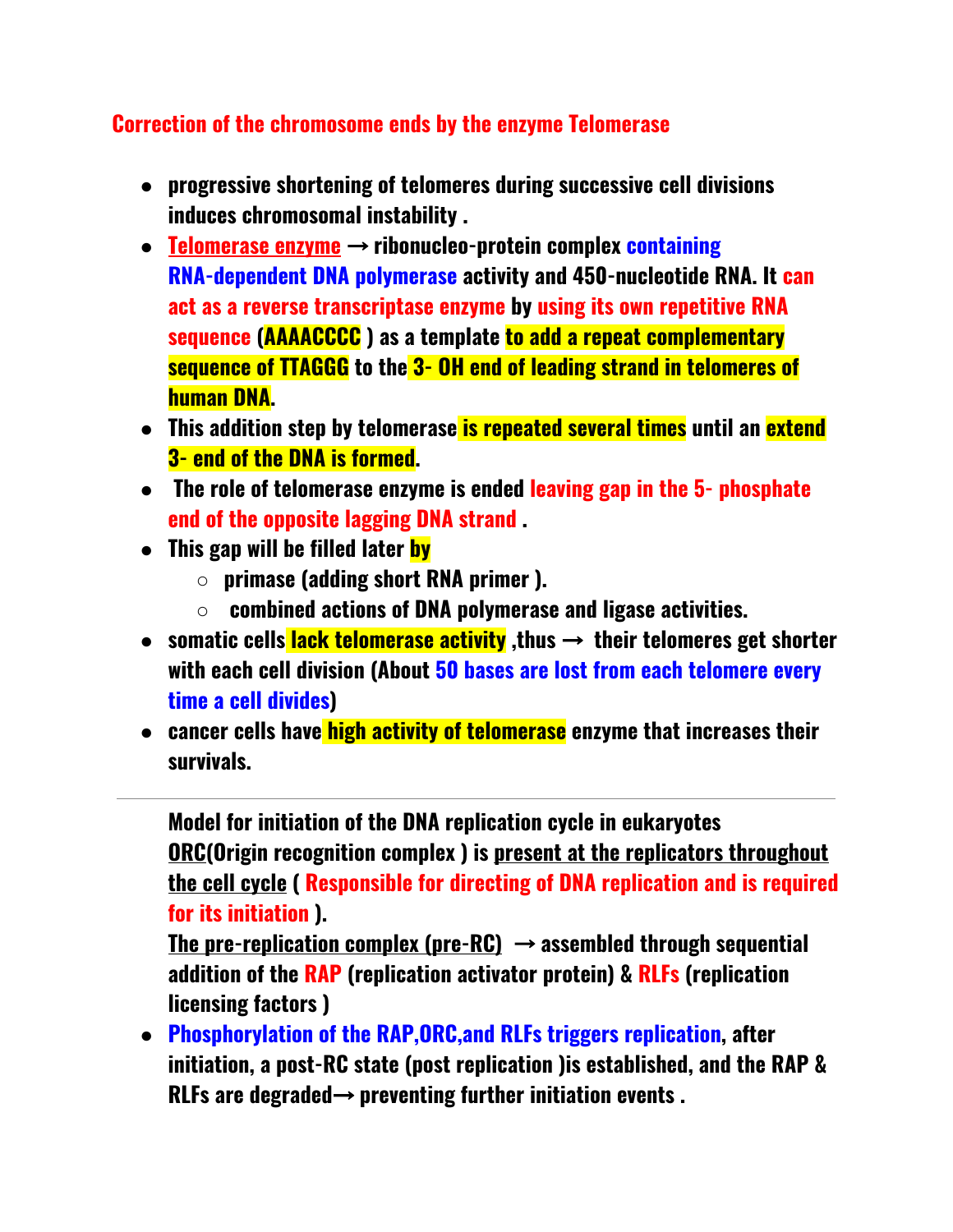## Correction of the chromosome ends by the enzyme Telomerase

- **progressive shortening of telomeres during successive cell divisions induces chromosomal instability .**
- **Telomerase enzyme → ribonucleo-protein complex containing RNA-dependent DNA polymerase activity and 450-nucleotide RNA. It can act as a reverse transcriptase enzyme by using its own repetitive RNA sequence (AAAACCCC ) as a template to add a repeat complementary sequence of TTAGGG to the 3- OH end of leading strand in telomeres of human DNA.**
- **This addition step by telomerase is repeated several times until an extend 3- end of the DNA is formed.**
- **The role of telomerase enzyme is ended leaving gap in the 5- phosphate end of the opposite lagging DNA strand .**
- **This gap will be filled later by**
  - **primase (adding short RNA primer ).**
  - **combined actions of DNA polymerase and ligase activities.**
- **somatic cells lack telomerase activity ,thus → their telomeres get shorter with each cell division (About 50 bases are lost from each telomere every time a cell divides)**
- **cancer cells have high activity of telomerase enzyme that increases their survivals.**

---

**Model for initiation of the DNA replication cycle in eukaryotes**

**ORC(Origin recognition complex ) is present at the replicators throughout the cell cycle ( Responsible for directing of DNA replication and is required for its initiation ).**

**The pre-replication complex (pre-RC) → assembled through sequential addition of the RAP (replication activator protein) & RLFs (replication licensing factors )**

- **Phosphorylation of the RAP,ORC,and RLFs triggers replication, after initiation, a post-RC state (post replication )is established, and the RAP & RLFs are degraded→ preventing further initiation events .**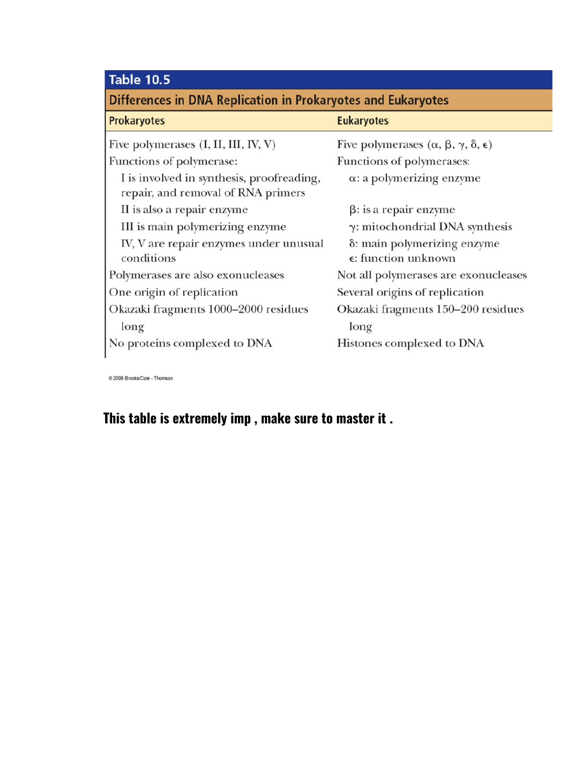**Table 10.5**

**Differences in DNA Replication in Prokaryotes and Eukaryotes**

| Prokaryotes | Eukaryotes |
|---|---|
| Five polymerases (I, II, III, IV, V) | Five polymerases ($\alpha$, $\beta$, $\gamma$, $\delta$, $\epsilon$) |
| Functions of polymerase: | Functions of polymerases: |
| I is involved in synthesis, proofreading, repair, and removal of RNA primers | $\alpha$: a polymerizing enzyme |
| II is also a repair enzyme | $\beta$: is a repair enzyme |
| III is main polymerizing enzyme | $\gamma$: mitochondrial DNA synthesis |
| IV, V are repair enzymes under unusual conditions | $\delta$: main polymerizing enzyme<br>$\epsilon$: function unknown |
| Polymerases are also exonucleases | Not all polymerases are exonucleases |
| One origin of replication | Several origins of replication |
| Okazaki fragments 1000–2000 residues long | Okazaki fragments 150–200 residues long |
| No proteins complexed to DNA | Histones complexed to DNA |

© 2006 Brooks/Cole - Thomson

**This table is extremely imp , make sure to master it .**